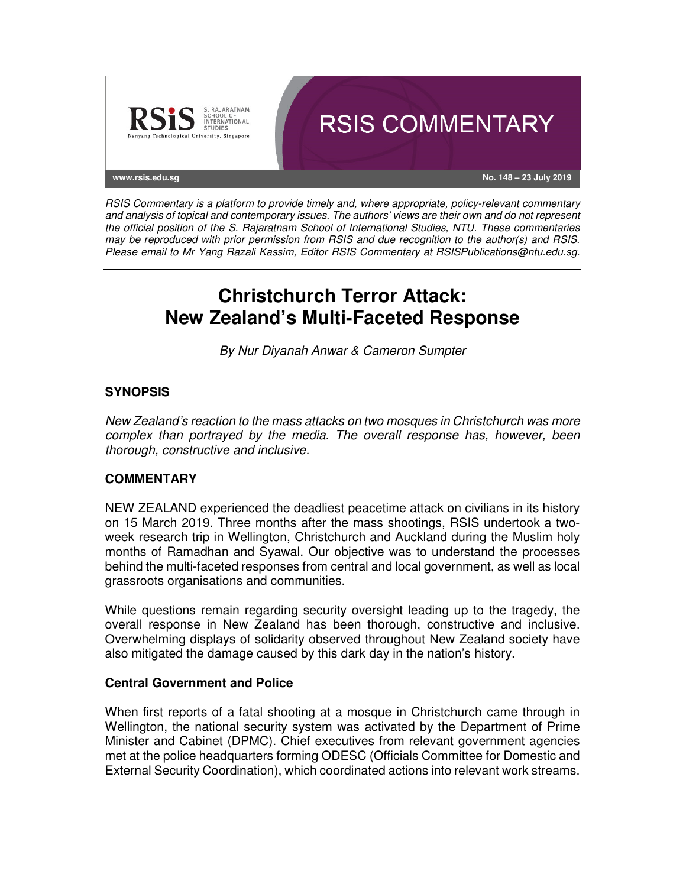RSIS COMMENTARY

www.rsis.edu.sg

No. 148 – 23 July 2019

*RSIS Commentary is a platform to provide timely and, where appropriate, policy-relevant commentary and analysis of topical and contemporary issues. The authors' views are their own and do not represent the official position of the S. Rajaratnam School of International Studies, NTU. These commentaries may be reproduced with prior permission from RSIS and due recognition to the author(s) and RSIS. Please email to Mr Yang Razali Kassim, Editor RSIS Commentary at RSISPublications@ntu.edu.sg.*

# Christchurch Terror Attack: New Zealand's Multi-Faceted Response

*By Nur Diyanah Anwar & Cameron Sumpter*

## SYNOPSIS

*New Zealand's reaction to the mass attacks on two mosques in Christchurch was more complex than portrayed by the media. The overall response has, however, been thorough, constructive and inclusive.*

## COMMENTARY

NEW ZEALAND experienced the deadliest peacetime attack on civilians in its history on 15 March 2019. Three months after the mass shootings, RSIS undertook a two-week research trip in Wellington, Christchurch and Auckland during the Muslim holy months of Ramadhan and Syawal. Our objective was to understand the processes behind the multi-faceted responses from central and local government, as well as local grassroots organisations and communities.

While questions remain regarding security oversight leading up to the tragedy, the overall response in New Zealand has been thorough, constructive and inclusive. Overwhelming displays of solidarity observed throughout New Zealand society have also mitigated the damage caused by this dark day in the nation's history.

### Central Government and Police

When first reports of a fatal shooting at a mosque in Christchurch came through in Wellington, the national security system was activated by the Department of Prime Minister and Cabinet (DPMC). Chief executives from relevant government agencies met at the police headquarters forming ODESC (Officials Committee for Domestic and External Security Coordination), which coordinated actions into relevant work streams.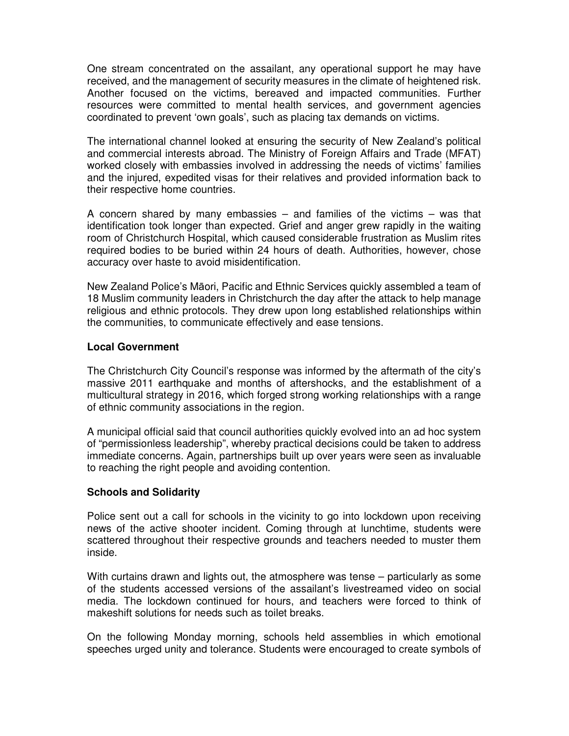One stream concentrated on the assailant, any operational support he may have received, and the management of security measures in the climate of heightened risk. Another focused on the victims, bereaved and impacted communities. Further resources were committed to mental health services, and government agencies coordinated to prevent 'own goals', such as placing tax demands on victims.

The international channel looked at ensuring the security of New Zealand's political and commercial interests abroad. The Ministry of Foreign Affairs and Trade (MFAT) worked closely with embassies involved in addressing the needs of victims' families and the injured, expedited visas for their relatives and provided information back to their respective home countries.

A concern shared by many embassies – and families of the victims – was that identification took longer than expected. Grief and anger grew rapidly in the waiting room of Christchurch Hospital, which caused considerable frustration as Muslim rites required bodies to be buried within 24 hours of death. Authorities, however, chose accuracy over haste to avoid misidentification.

New Zealand Police's Māori, Pacific and Ethnic Services quickly assembled a team of 18 Muslim community leaders in Christchurch the day after the attack to help manage religious and ethnic protocols. They drew upon long established relationships within the communities, to communicate effectively and ease tensions.

**Local Government**

The Christchurch City Council's response was informed by the aftermath of the city's massive 2011 earthquake and months of aftershocks, and the establishment of a multicultural strategy in 2016, which forged strong working relationships with a range of ethnic community associations in the region.

A municipal official said that council authorities quickly evolved into an ad hoc system of "permissionless leadership", whereby practical decisions could be taken to address immediate concerns. Again, partnerships built up over years were seen as invaluable to reaching the right people and avoiding contention.

**Schools and Solidarity**

Police sent out a call for schools in the vicinity to go into lockdown upon receiving news of the active shooter incident. Coming through at lunchtime, students were scattered throughout their respective grounds and teachers needed to muster them inside.

With curtains drawn and lights out, the atmosphere was tense – particularly as some of the students accessed versions of the assailant's livestreamed video on social media. The lockdown continued for hours, and teachers were forced to think of makeshift solutions for needs such as toilet breaks.

On the following Monday morning, schools held assemblies in which emotional speeches urged unity and tolerance. Students were encouraged to create symbols of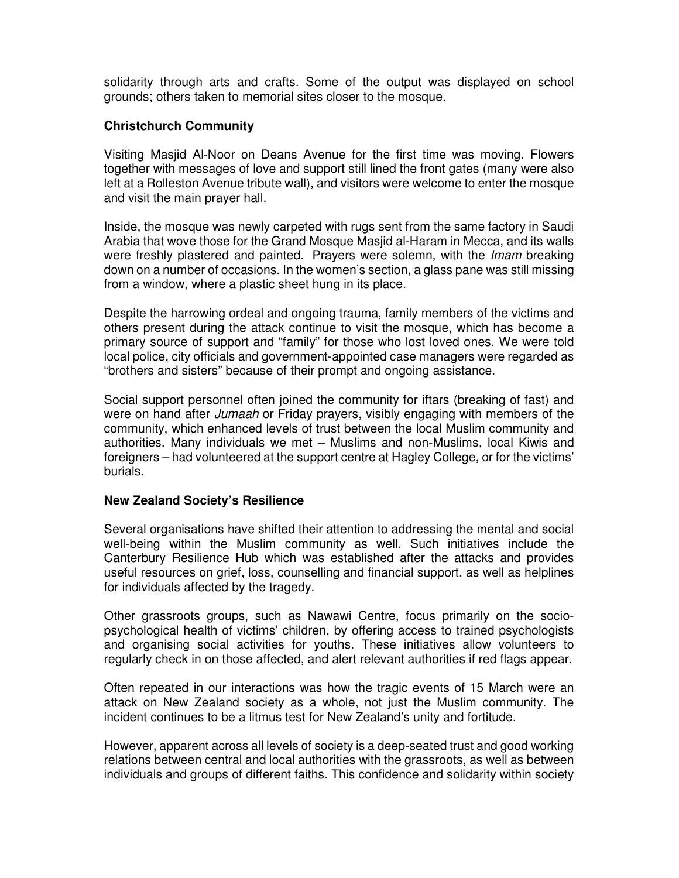solidarity through arts and crafts. Some of the output was displayed on school grounds; others taken to memorial sites closer to the mosque.

**Christchurch Community**

Visiting Masjid Al-Noor on Deans Avenue for the first time was moving. Flowers together with messages of love and support still lined the front gates (many were also left at a Rolleston Avenue tribute wall), and visitors were welcome to enter the mosque and visit the main prayer hall.

Inside, the mosque was newly carpeted with rugs sent from the same factory in Saudi Arabia that wove those for the Grand Mosque Masjid al-Haram in Mecca, and its walls were freshly plastered and painted. Prayers were solemn, with the *Imam* breaking down on a number of occasions. In the women's section, a glass pane was still missing from a window, where a plastic sheet hung in its place.

Despite the harrowing ordeal and ongoing trauma, family members of the victims and others present during the attack continue to visit the mosque, which has become a primary source of support and "family" for those who lost loved ones. We were told local police, city officials and government-appointed case managers were regarded as "brothers and sisters" because of their prompt and ongoing assistance.

Social support personnel often joined the community for iftars (breaking of fast) and were on hand after *Jumaah* or Friday prayers, visibly engaging with members of the community, which enhanced levels of trust between the local Muslim community and authorities. Many individuals we met – Muslims and non-Muslims, local Kiwis and foreigners – had volunteered at the support centre at Hagley College, or for the victims' burials.

**New Zealand Society's Resilience**

Several organisations have shifted their attention to addressing the mental and social well-being within the Muslim community as well. Such initiatives include the Canterbury Resilience Hub which was established after the attacks and provides useful resources on grief, loss, counselling and financial support, as well as helplines for individuals affected by the tragedy.

Other grassroots groups, such as Nawawi Centre, focus primarily on the socio-psychological health of victims' children, by offering access to trained psychologists and organising social activities for youths. These initiatives allow volunteers to regularly check in on those affected, and alert relevant authorities if red flags appear.

Often repeated in our interactions was how the tragic events of 15 March were an attack on New Zealand society as a whole, not just the Muslim community. The incident continues to be a litmus test for New Zealand's unity and fortitude.

However, apparent across all levels of society is a deep-seated trust and good working relations between central and local authorities with the grassroots, as well as between individuals and groups of different faiths. This confidence and solidarity within society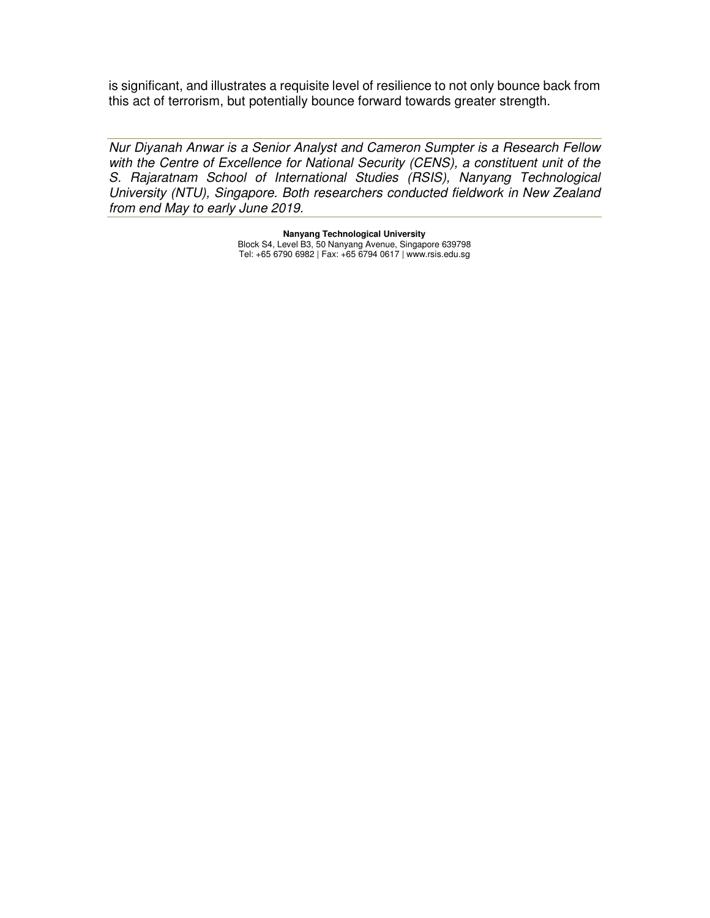is significant, and illustrates a requisite level of resilience to not only bounce back from this act of terrorism, but potentially bounce forward towards greater strength.

---

*Nur Diyanah Anwar is a Senior Analyst and Cameron Sumpter is a Research Fellow with the Centre of Excellence for National Security (CENS), a constituent unit of the S. Rajaratnam School of International Studies (RSIS), Nanyang Technological University (NTU), Singapore. Both researchers conducted fieldwork in New Zealand from end May to early June 2019.*

---

**Nanyang Technological University**
Block S4, Level B3, 50 Nanyang Avenue, Singapore 639798
Tel: +65 6790 6982 | Fax: +65 6794 0617 | www.rsis.edu.sg